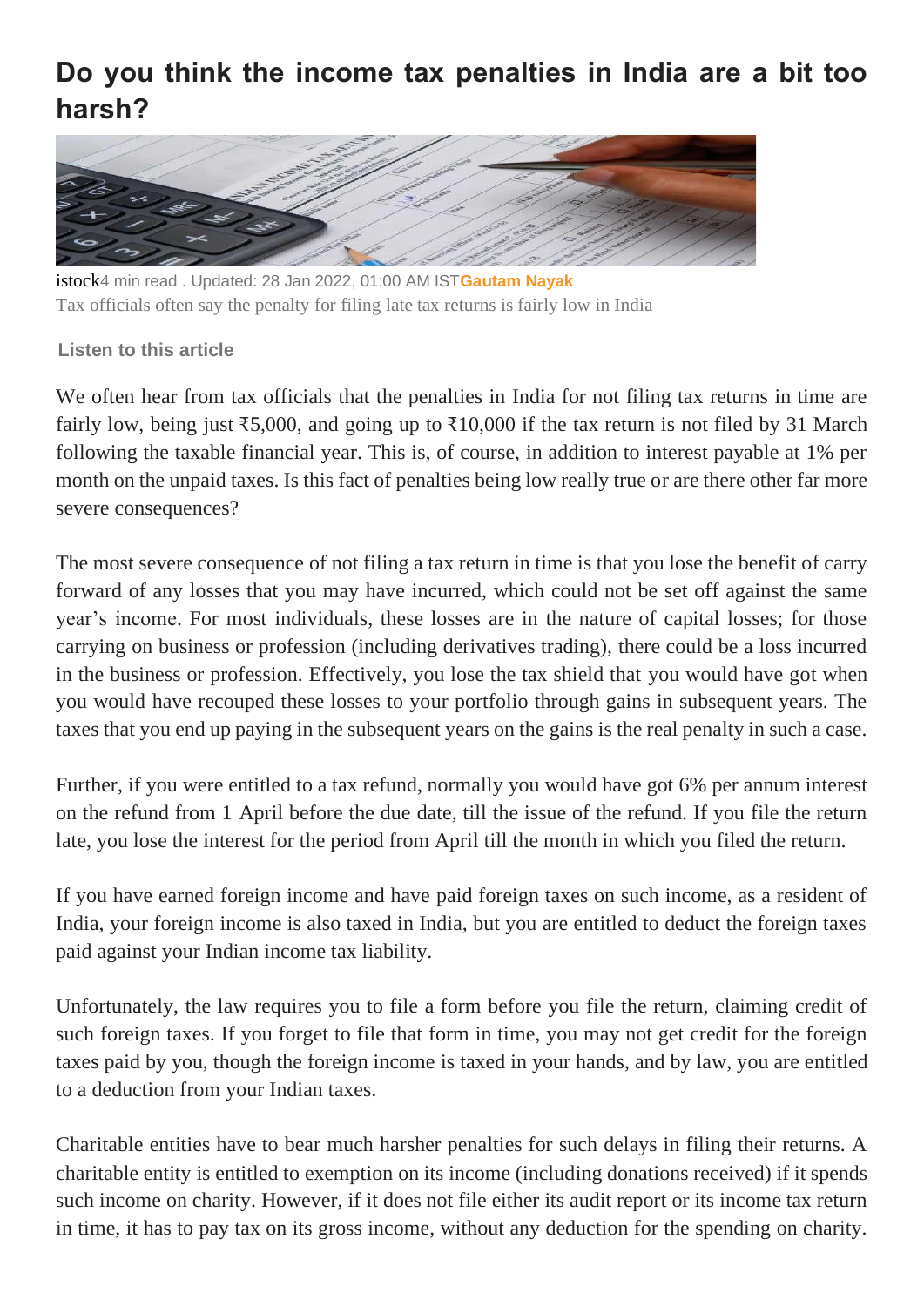# Do you think the income tax penalties in India are a bit too harsh?

istock4 min read . Updated: 28 Jan 2022, 01:00 AM IST**Gautam Nayak**

Tax officials often say the penalty for filing late tax returns is fairly low in India

**Listen to this article**

We often hear from tax officials that the penalties in India for not filing tax returns in time are fairly low, being just ₹5,000, and going up to ₹10,000 if the tax return is not filed by 31 March following the taxable financial year. This is, of course, in addition to interest payable at 1% per month on the unpaid taxes. Is this fact of penalties being low really true or are there other far more severe consequences?

The most severe consequence of not filing a tax return in time is that you lose the benefit of carry forward of any losses that you may have incurred, which could not be set off against the same year's income. For most individuals, these losses are in the nature of capital losses; for those carrying on business or profession (including derivatives trading), there could be a loss incurred in the business or profession. Effectively, you lose the tax shield that you would have got when you would have recouped these losses to your portfolio through gains in subsequent years. The taxes that you end up paying in the subsequent years on the gains is the real penalty in such a case.

Further, if you were entitled to a tax refund, normally you would have got 6% per annum interest on the refund from 1 April before the due date, till the issue of the refund. If you file the return late, you lose the interest for the period from April till the month in which you filed the return.

If you have earned foreign income and have paid foreign taxes on such income, as a resident of India, your foreign income is also taxed in India, but you are entitled to deduct the foreign taxes paid against your Indian income tax liability.

Unfortunately, the law requires you to file a form before you file the return, claiming credit of such foreign taxes. If you forget to file that form in time, you may not get credit for the foreign taxes paid by you, though the foreign income is taxed in your hands, and by law, you are entitled to a deduction from your Indian taxes.

Charitable entities have to bear much harsher penalties for such delays in filing their returns. A charitable entity is entitled to exemption on its income (including donations received) if it spends such income on charity. However, if it does not file either its audit report or its income tax return in time, it has to pay tax on its gross income, without any deduction for the spending on charity.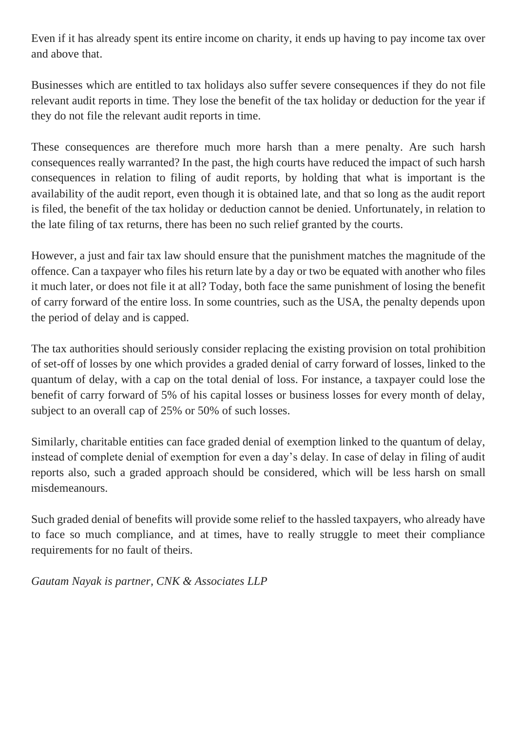Even if it has already spent its entire income on charity, it ends up having to pay income tax over and above that.

Businesses which are entitled to tax holidays also suffer severe consequences if they do not file relevant audit reports in time. They lose the benefit of the tax holiday or deduction for the year if they do not file the relevant audit reports in time.

These consequences are therefore much more harsh than a mere penalty. Are such harsh consequences really warranted? In the past, the high courts have reduced the impact of such harsh consequences in relation to filing of audit reports, by holding that what is important is the availability of the audit report, even though it is obtained late, and that so long as the audit report is filed, the benefit of the tax holiday or deduction cannot be denied. Unfortunately, in relation to the late filing of tax returns, there has been no such relief granted by the courts.

However, a just and fair tax law should ensure that the punishment matches the magnitude of the offence. Can a taxpayer who files his return late by a day or two be equated with another who files it much later, or does not file it at all? Today, both face the same punishment of losing the benefit of carry forward of the entire loss. In some countries, such as the USA, the penalty depends upon the period of delay and is capped.

The tax authorities should seriously consider replacing the existing provision on total prohibition of set-off of losses by one which provides a graded denial of carry forward of losses, linked to the quantum of delay, with a cap on the total denial of loss. For instance, a taxpayer could lose the benefit of carry forward of 5% of his capital losses or business losses for every month of delay, subject to an overall cap of 25% or 50% of such losses.

Similarly, charitable entities can face graded denial of exemption linked to the quantum of delay, instead of complete denial of exemption for even a day's delay. In case of delay in filing of audit reports also, such a graded approach should be considered, which will be less harsh on small misdemeanours.

Such graded denial of benefits will provide some relief to the hassled taxpayers, who already have to face so much compliance, and at times, have to really struggle to meet their compliance requirements for no fault of theirs.

*Gautam Nayak is partner, CNK & Associates LLP*